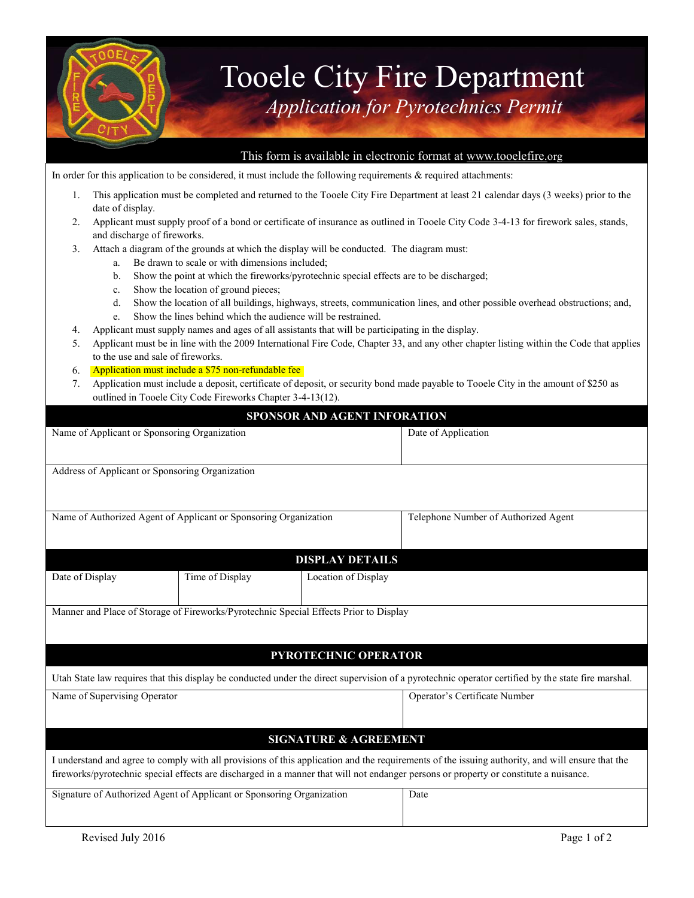# Tooele City Fire Department

## *Application for Pyrotechnics Permit*

This form is available in electronic format at www.tooelefire.org

In order for this application to be considered, it must include the following requirements & required attachments:

1. This application must be completed and returned to the Tooele City Fire Department at least 21 calendar days (3 weeks) prior to the date of display.
2. Applicant must supply proof of a bond or certificate of insurance as outlined in Tooele City Code 3-4-13 for firework sales, stands, and discharge of fireworks.
3. Attach a diagram of the grounds at which the display will be conducted. The diagram must:
    a. Be drawn to scale or with dimensions included;
    b. Show the point at which the fireworks/pyrotechnic special effects are to be discharged;
    c. Show the location of ground pieces;
    d. Show the location of all buildings, highways, streets, communication lines, and other possible overhead obstructions; and,
    e. Show the lines behind which the audience will be restrained.
4. Applicant must supply names and ages of all assistants that will be participating in the display.
5. Applicant must be in line with the 2009 International Fire Code, Chapter 33, and any other chapter listing within the Code that applies to the use and sale of fireworks.
6. Application must include a $75 non-refundable fee
7. Application must include a deposit, certificate of deposit, or security bond made payable to Tooele City in the amount of $250 as outlined in Tooele City Code Fireworks Chapter 3-4-13(12).

## SPONSOR AND AGENT INFORATION

| Name of Applicant or Sponsoring Organization | Date of Application |
|---|---|
| Address of Applicant or Sponsoring Organization | |
| Name of Authorized Agent of Applicant or Sponsoring Organization | Telephone Number of Authorized Agent |

## DISPLAY DETAILS

| Date of Display | Time of Display | Location of Display |
|---|---|---|
| Manner and Place of Storage of Fireworks/Pyrotechnic Special Effects Prior to Display | | |

## PYROTECHNIC OPERATOR

Utah State law requires that this display be conducted under the direct supervision of a pyrotechnic operator certified by the state fire marshal.

| Name of Supervising Operator | Operator's Certificate Number |
|---|---|
| | |

## SIGNATURE & AGREEMENT

I understand and agree to comply with all provisions of this application and the requirements of the issuing authority, and will ensure that the fireworks/pyrotechnic special effects are discharged in a manner that will not endanger persons or property or constitute a nuisance.

| Signature of Authorized Agent of Applicant or Sponsoring Organization | Date |
|---|---|
| | |

Revised July 2016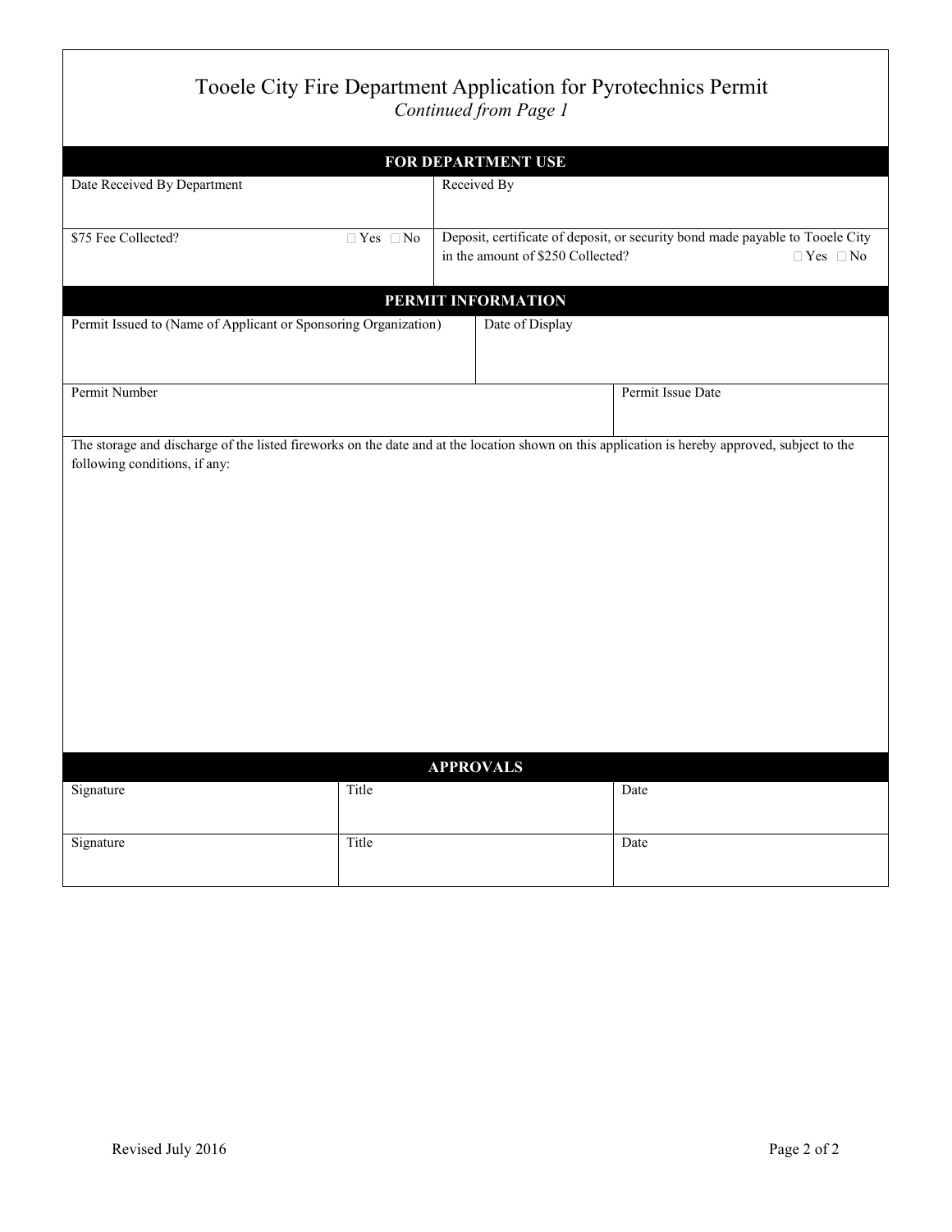# Tooele City Fire Department Application for Pyrotechnics Permit

*Continued from Page 1*

## FOR DEPARTMENT USE

| | |
|---|---|
| Date Received By Department | Received By |
| $75 Fee Collected? ☐ Yes ☐ No | Deposit, certificate of deposit, or security bond made payable to Tooele City in the amount of $250 Collected? ☐ Yes ☐ No |

## PERMIT INFORMATION

| | |
|---|---|
| Permit Issued to (Name of Applicant or Sponsoring Organization) | Date of Display |
| Permit Number | Permit Issue Date |

The storage and discharge of the listed fireworks on the date and at the location shown on this application is hereby approved, subject to the following conditions, if any:

## APPROVALS

| | | |
|---|---|---|
| Signature | Title | Date |
| Signature | Title | Date |

Revised July 2016